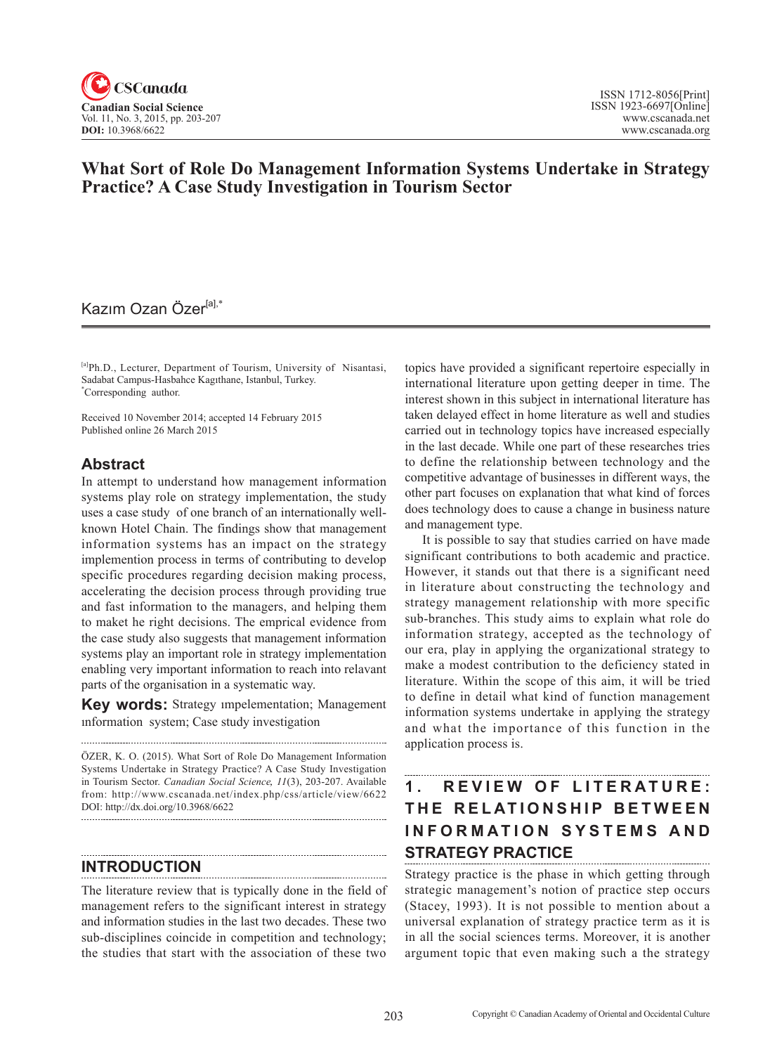# What Sort of Role Do Management Information Systems Undertake in Strategy Practice? A Case Study Investigation in Tourism Sector

Kazım Ozan Özer[a],*

[a]Ph.D., Lecturer, Department of Tourism, University of Nisantasi, Sadabat Campus-Hasbahce Kagıthane, Istanbul, Turkey.
*Corresponding author.

Received 10 November 2014; accepted 14 February 2015
Published online 26 March 2015

## Abstract

In attempt to understand how management information systems play role on strategy implementation, the study uses a case study of one branch of an internationally well-known Hotel Chain. The findings show that management information systems has an impact on the strategy implemention process in terms of contributing to develop specific procedures regarding decision making process, accelerating the decision process through providing true and fast information to the managers, and helping them to maket he right decisions. The emprical evidence from the case study also suggests that management information systems play an important role in strategy implementation enabling very important information to reach into relavant parts of the organisation in a systematic way.

**Key words:** Strategy ımpelementation; Management ınformation system; Case study investigation

ÖZER, K. O. (2015). What Sort of Role Do Management Information Systems Undertake in Strategy Practice? A Case Study Investigation in Tourism Sector. *Canadian Social Science*, *11*(3), 203-207. Available from: http://www.cscanada.net/index.php/css/article/view/6622
DOI: http://dx.doi.org/10.3968/6622

## INTRODUCTION

The literature review that is typically done in the field of management refers to the significant interest in strategy and information studies in the last two decades. These two sub-disciplines coincide in competition and technology; the studies that start with the association of these two topics have provided a significant repertoire especially in international literature upon getting deeper in time. The interest shown in this subject in international literature has taken delayed effect in home literature as well and studies carried out in technology topics have increased especially in the last decade. While one part of these researches tries to define the relationship between technology and the competitive advantage of businesses in different ways, the other part focuses on explanation that what kind of forces does technology does to cause a change in business nature and management type.

It is possible to say that studies carried on have made significant contributions to both academic and practice. However, it stands out that there is a significant need in literature about constructing the technology and strategy management relationship with more specific sub-branches. This study aims to explain what role do information strategy, accepted as the technology of our era, play in applying the organizational strategy to make a modest contribution to the deficiency stated in literature. Within the scope of this aim, it will be tried to define in detail what kind of function management information systems undertake in applying the strategy and what the importance of this function in the application process is.

## 1. REVIEW OF LITERATURE: THE RELATIONSHIP BETWEEN INFORMATION SYSTEMS AND STRATEGY PRACTICE

Strategy practice is the phase in which getting through strategic management's notion of practice step occurs (Stacey, 1993). It is not possible to mention about a universal explanation of strategy practice term as it is in all the social sciences terms. Moreover, it is another argument topic that even making such a the strategy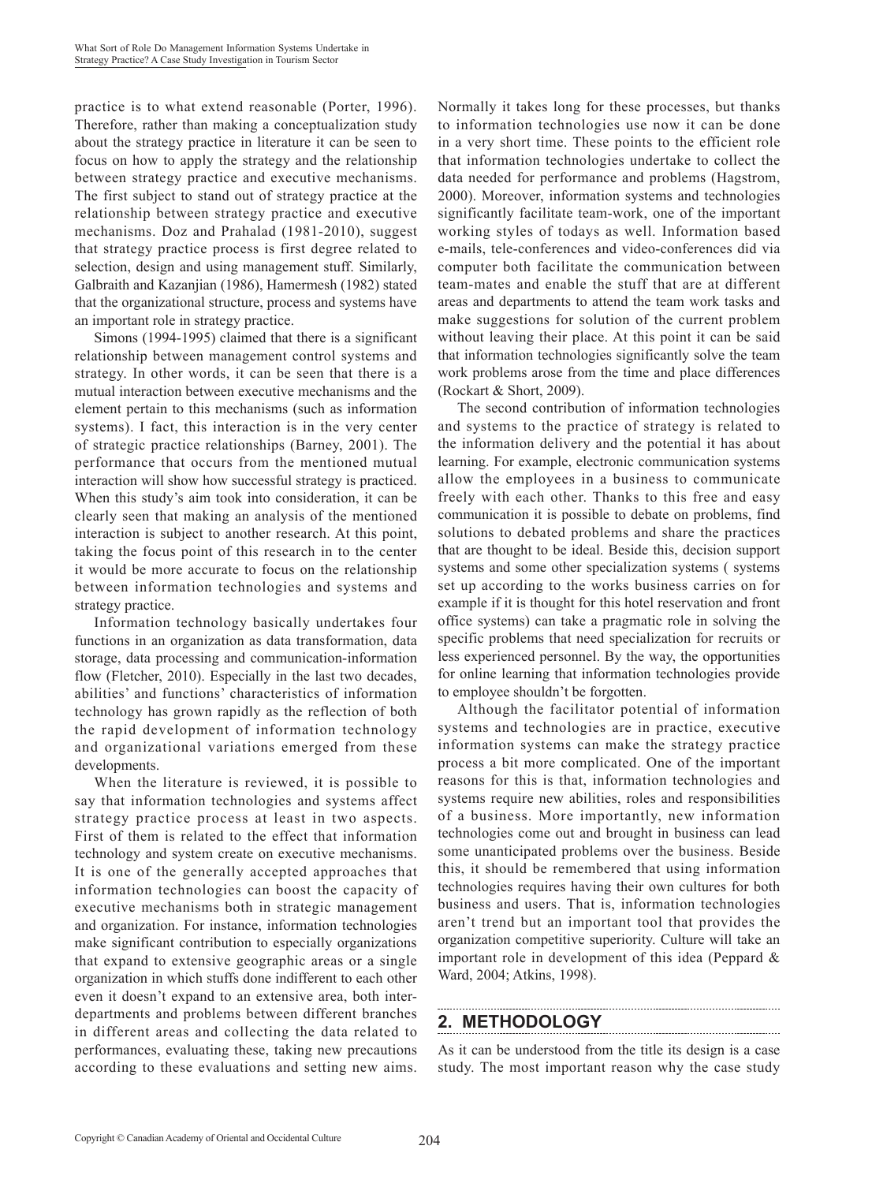practice is to what extend reasonable (Porter, 1996). Therefore, rather than making a conceptualization study about the strategy practice in literature it can be seen to focus on how to apply the strategy and the relationship between strategy practice and executive mechanisms. The first subject to stand out of strategy practice at the relationship between strategy practice and executive mechanisms. Doz and Prahalad (1981-2010), suggest that strategy practice process is first degree related to selection, design and using management stuff. Similarly, Galbraith and Kazanjian (1986), Hamermesh (1982) stated that the organizational structure, process and systems have an important role in strategy practice.

Simons (1994-1995) claimed that there is a significant relationship between management control systems and strategy. In other words, it can be seen that there is a mutual interaction between executive mechanisms and the element pertain to this mechanisms (such as information systems). I fact, this interaction is in the very center of strategic practice relationships (Barney, 2001). The performance that occurs from the mentioned mutual interaction will show how successful strategy is practiced. When this study's aim took into consideration, it can be clearly seen that making an analysis of the mentioned interaction is subject to another research. At this point, taking the focus point of this research in to the center it would be more accurate to focus on the relationship between information technologies and systems and strategy practice.

Information technology basically undertakes four functions in an organization as data transformation, data storage, data processing and communication-information flow (Fletcher, 2010). Especially in the last two decades, abilities' and functions' characteristics of information technology has grown rapidly as the reflection of both the rapid development of information technology and organizational variations emerged from these developments.

When the literature is reviewed, it is possible to say that information technologies and systems affect strategy practice process at least in two aspects. First of them is related to the effect that information technology and system create on executive mechanisms. It is one of the generally accepted approaches that information technologies can boost the capacity of executive mechanisms both in strategic management and organization. For instance, information technologies make significant contribution to especially organizations that expand to extensive geographic areas or a single organization in which stuffs done indifferent to each other even it doesn't expand to an extensive area, both inter-departments and problems between different branches in different areas and collecting the data related to performances, evaluating these, taking new precautions according to these evaluations and setting new aims. Normally it takes long for these processes, but thanks to information technologies use now it can be done in a very short time. These points to the efficient role that information technologies undertake to collect the data needed for performance and problems (Hagstrom, 2000). Moreover, information systems and technologies significantly facilitate team-work, one of the important working styles of todays as well. Information based e-mails, tele-conferences and video-conferences did via computer both facilitate the communication between team-mates and enable the stuff that are at different areas and departments to attend the team work tasks and make suggestions for solution of the current problem without leaving their place. At this point it can be said that information technologies significantly solve the team work problems arose from the time and place differences (Rockart & Short, 2009).

The second contribution of information technologies and systems to the practice of strategy is related to the information delivery and the potential it has about learning. For example, electronic communication systems allow the employees in a business to communicate freely with each other. Thanks to this free and easy communication it is possible to debate on problems, find solutions to debated problems and share the practices that are thought to be ideal. Beside this, decision support systems and some other specialization systems ( systems set up according to the works business carries on for example if it is thought for this hotel reservation and front office systems) can take a pragmatic role in solving the specific problems that need specialization for recruits or less experienced personnel. By the way, the opportunities for online learning that information technologies provide to employee shouldn't be forgotten.

Although the facilitator potential of information systems and technologies are in practice, executive information systems can make the strategy practice process a bit more complicated. One of the important reasons for this is that, information technologies and systems require new abilities, roles and responsibilities of a business. More importantly, new information technologies come out and brought in business can lead some unanticipated problems over the business. Beside this, it should be remembered that using information technologies requires having their own cultures for both business and users. That is, information technologies aren't trend but an important tool that provides the organization competitive superiority. Culture will take an important role in development of this idea (Peppard & Ward, 2004; Atkins, 1998).

## 2. METHODOLOGY

As it can be understood from the title its design is a case study. The most important reason why the case study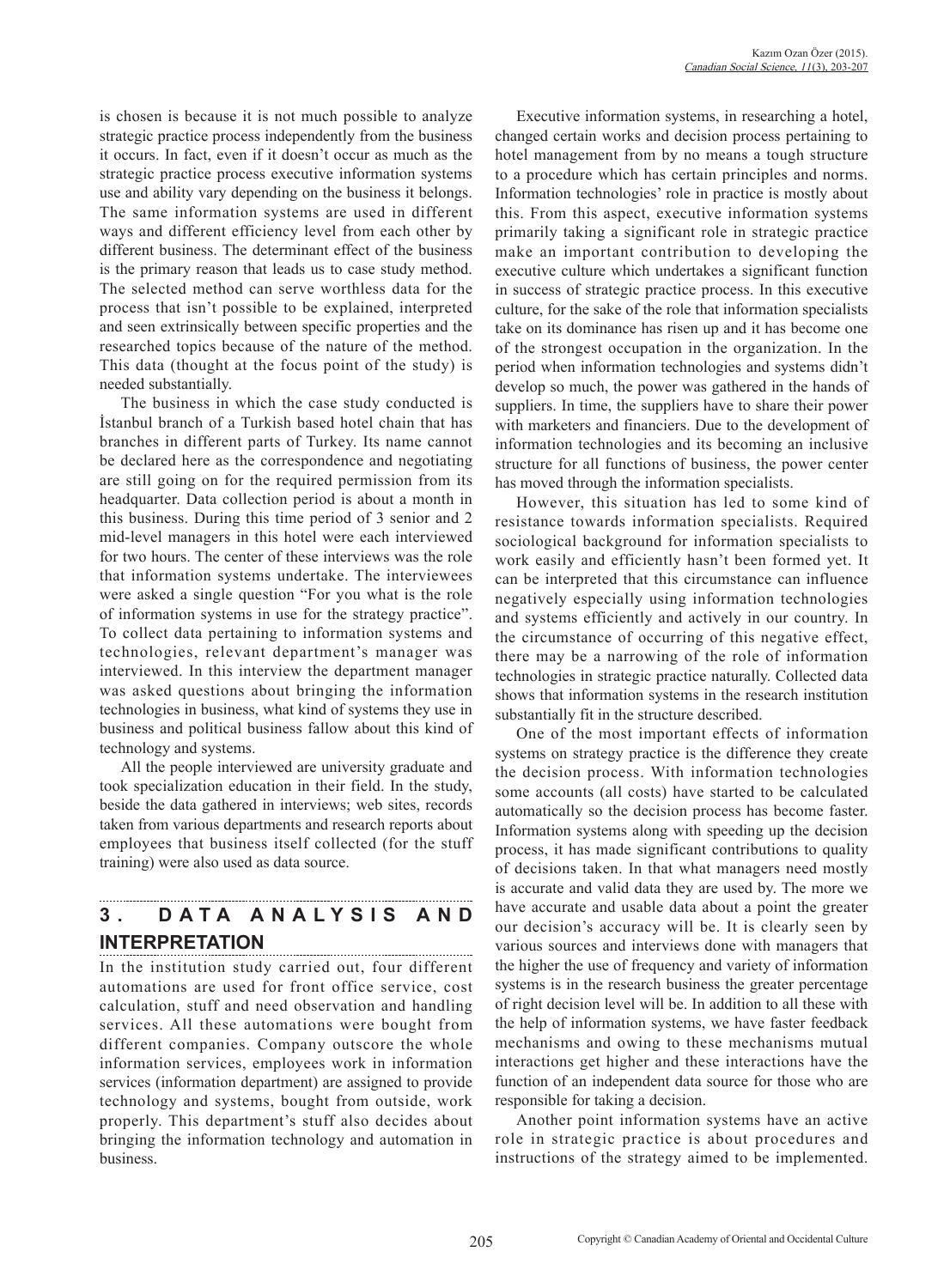is chosen is because it is not much possible to analyze strategic practice process independently from the business it occurs. In fact, even if it doesn't occur as much as the strategic practice process executive information systems use and ability vary depending on the business it belongs. The same information systems are used in different ways and different efficiency level from each other by different business. The determinant effect of the business is the primary reason that leads us to case study method. The selected method can serve worthless data for the process that isn't possible to be explained, interpreted and seen extrinsically between specific properties and the researched topics because of the nature of the method. This data (thought at the focus point of the study) is needed substantially.

The business in which the case study conducted is İstanbul branch of a Turkish based hotel chain that has branches in different parts of Turkey. Its name cannot be declared here as the correspondence and negotiating are still going on for the required permission from its headquarter. Data collection period is about a month in this business. During this time period of 3 senior and 2 mid-level managers in this hotel were each interviewed for two hours. The center of these interviews was the role that information systems undertake. The interviewees were asked a single question "For you what is the role of information systems in use for the strategy practice". To collect data pertaining to information systems and technologies, relevant department's manager was interviewed. In this interview the department manager was asked questions about bringing the information technologies in business, what kind of systems they use in business and political business fallow about this kind of technology and systems.

All the people interviewed are university graduate and took specialization education in their field. In the study, beside the data gathered in interviews; web sites, records taken from various departments and research reports about employees that business itself collected (for the stuff training) were also used as data source.

## 3. DATA ANALYSIS AND INTERPRETATION

In the institution study carried out, four different automations are used for front office service, cost calculation, stuff and need observation and handling services. All these automations were bought from different companies. Company outscore the whole information services, employees work in information services (information department) are assigned to provide technology and systems, bought from outside, work properly. This department's stuff also decides about bringing the information technology and automation in business.

Executive information systems, in researching a hotel, changed certain works and decision process pertaining to hotel management from by no means a tough structure to a procedure which has certain principles and norms. Information technologies' role in practice is mostly about this. From this aspect, executive information systems primarily taking a significant role in strategic practice make an important contribution to developing the executive culture which undertakes a significant function in success of strategic practice process. In this executive culture, for the sake of the role that information specialists take on its dominance has risen up and it has become one of the strongest occupation in the organization. In the period when information technologies and systems didn't develop so much, the power was gathered in the hands of suppliers. In time, the suppliers have to share their power with marketers and financiers. Due to the development of information technologies and its becoming an inclusive structure for all functions of business, the power center has moved through the information specialists.

However, this situation has led to some kind of resistance towards information specialists. Required sociological background for information specialists to work easily and efficiently hasn't been formed yet. It can be interpreted that this circumstance can influence negatively especially using information technologies and systems efficiently and actively in our country. In the circumstance of occurring of this negative effect, there may be a narrowing of the role of information technologies in strategic practice naturally. Collected data shows that information systems in the research institution substantially fit in the structure described.

One of the most important effects of information systems on strategy practice is the difference they create the decision process. With information technologies some accounts (all costs) have started to be calculated automatically so the decision process has become faster. Information systems along with speeding up the decision process, it has made significant contributions to quality of decisions taken. In that what managers need mostly is accurate and valid data they are used by. The more we have accurate and usable data about a point the greater our decision's accuracy will be. It is clearly seen by various sources and interviews done with managers that the higher the use of frequency and variety of information systems is in the research business the greater percentage of right decision level will be. In addition to all these with the help of information systems, we have faster feedback mechanisms and owing to these mechanisms mutual interactions get higher and these interactions have the function of an independent data source for those who are responsible for taking a decision.

Another point information systems have an active role in strategic practice is about procedures and instructions of the strategy aimed to be implemented.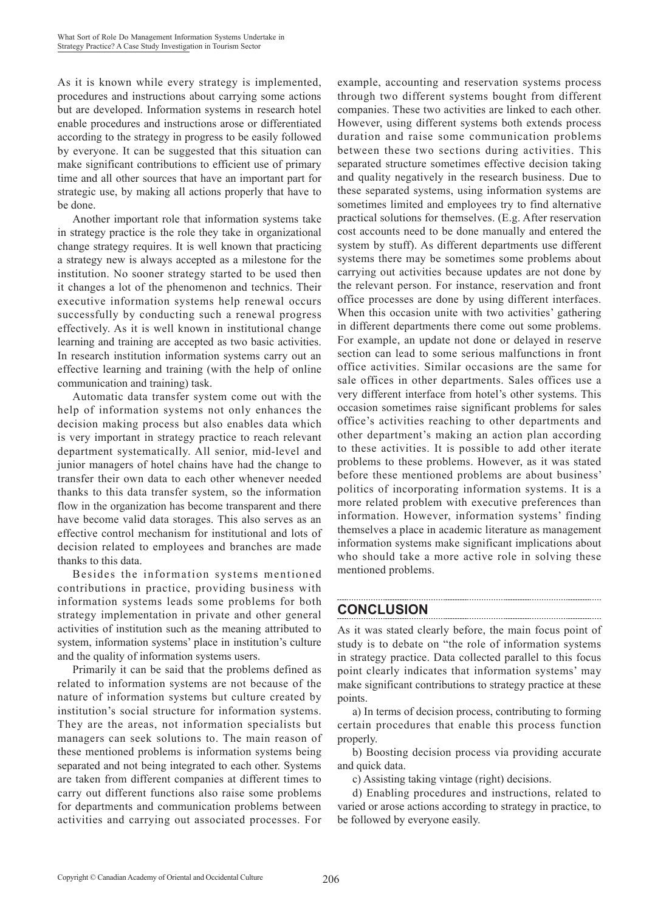As it is known while every strategy is implemented, procedures and instructions about carrying some actions but are developed. Information systems in research hotel enable procedures and instructions arose or differentiated according to the strategy in progress to be easily followed by everyone. It can be suggested that this situation can make significant contributions to efficient use of primary time and all other sources that have an important part for strategic use, by making all actions properly that have to be done.

Another important role that information systems take in strategy practice is the role they take in organizational change strategy requires. It is well known that practicing a strategy new is always accepted as a milestone for the institution. No sooner strategy started to be used then it changes a lot of the phenomenon and technics. Their executive information systems help renewal occurs successfully by conducting such a renewal progress effectively. As it is well known in institutional change learning and training are accepted as two basic activities. In research institution information systems carry out an effective learning and training (with the help of online communication and training) task.

Automatic data transfer system come out with the help of information systems not only enhances the decision making process but also enables data which is very important in strategy practice to reach relevant department systematically. All senior, mid-level and junior managers of hotel chains have had the change to transfer their own data to each other whenever needed thanks to this data transfer system, so the information flow in the organization has become transparent and there have become valid data storages. This also serves as an effective control mechanism for institutional and lots of decision related to employees and branches are made thanks to this data.

Besides the information systems mentioned contributions in practice, providing business with information systems leads some problems for both strategy implementation in private and other general activities of institution such as the meaning attributed to system, information systems' place in institution's culture and the quality of information systems users.

Primarily it can be said that the problems defined as related to information systems are not because of the nature of information systems but culture created by institution's social structure for information systems. They are the areas, not information specialists but managers can seek solutions to. The main reason of these mentioned problems is information systems being separated and not being integrated to each other. Systems are taken from different companies at different times to carry out different functions also raise some problems for departments and communication problems between activities and carrying out associated processes. For example, accounting and reservation systems process through two different systems bought from different companies. These two activities are linked to each other. However, using different systems both extends process duration and raise some communication problems between these two sections during activities. This separated structure sometimes effective decision taking and quality negatively in the research business. Due to these separated systems, using information systems are sometimes limited and employees try to find alternative practical solutions for themselves. (E.g. After reservation cost accounts need to be done manually and entered the system by stuff). As different departments use different systems there may be sometimes some problems about carrying out activities because updates are not done by the relevant person. For instance, reservation and front office processes are done by using different interfaces. When this occasion unite with two activities' gathering in different departments there come out some problems. For example, an update not done or delayed in reserve section can lead to some serious malfunctions in front office activities. Similar occasions are the same for sale offices in other departments. Sales offices use a very different interface from hotel's other systems. This occasion sometimes raise significant problems for sales office's activities reaching to other departments and other department's making an action plan according to these activities. It is possible to add other iterate problems to these problems. However, as it was stated before these mentioned problems are about business' politics of incorporating information systems. It is a more related problem with executive preferences than information. However, information systems' finding themselves a place in academic literature as management information systems make significant implications about who should take a more active role in solving these mentioned problems.

## CONCLUSION

As it was stated clearly before, the main focus point of study is to debate on "the role of information systems in strategy practice. Data collected parallel to this focus point clearly indicates that information systems' may make significant contributions to strategy practice at these points.

a) In terms of decision process, contributing to forming certain procedures that enable this process function properly.

b) Boosting decision process via providing accurate and quick data.

c) Assisting taking vintage (right) decisions.

d) Enabling procedures and instructions, related to varied or arose actions according to strategy in practice, to be followed by everyone easily.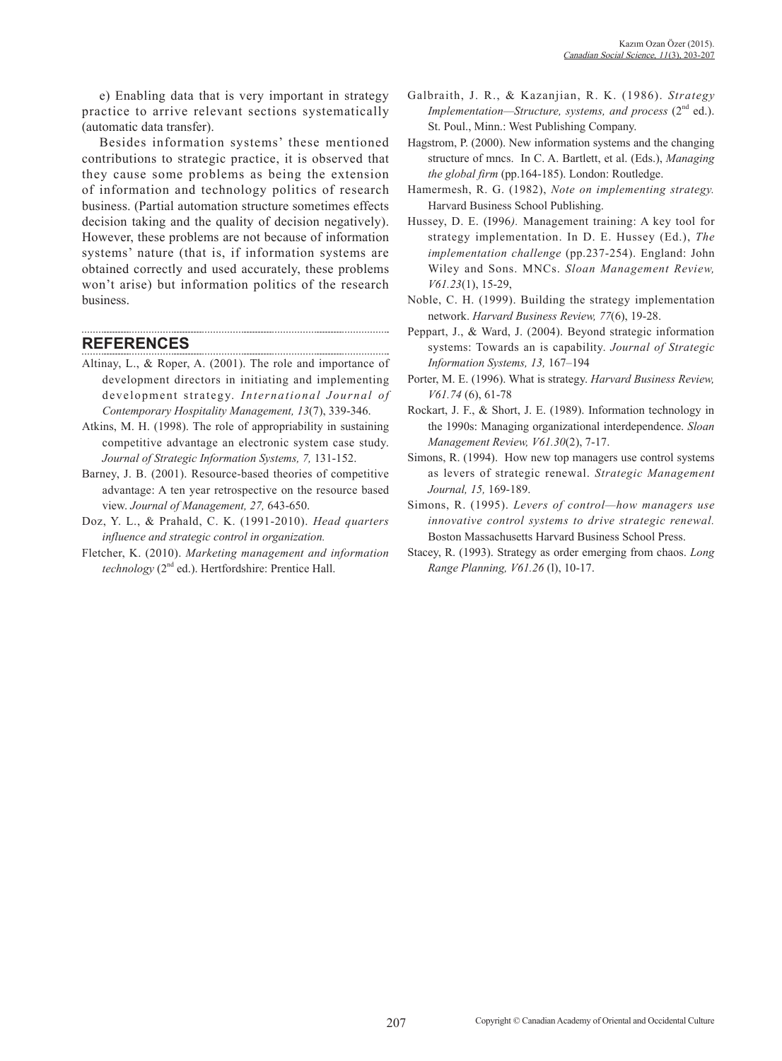e) Enabling data that is very important in strategy practice to arrive relevant sections systematically (automatic data transfer).

Besides information systems' these mentioned contributions to strategic practice, it is observed that they cause some problems as being the extension of information and technology politics of research business. (Partial automation structure sometimes effects decision taking and the quality of decision negatively). However, these problems are not because of information systems' nature (that is, if information systems are obtained correctly and used accurately, these problems won't arise) but information politics of the research business.

## REFERENCES

Altinay, L., & Roper, A. (2001). The role and importance of development directors in initiating and implementing development strategy. *International Journal of Contemporary Hospitality Management, 13*(7), 339-346.

Atkins, M. H. (1998). The role of appropriability in sustaining competitive advantage an electronic system case study. *Journal of Strategic Information Systems, 7,* 131-152.

Barney, J. B. (2001). Resource-based theories of competitive advantage: A ten year retrospective on the resource based view. *Journal of Management, 27,* 643-650.

Doz, Y. L., & Prahald, C. K. (1991-2010). *Head quarters influence and strategic control in organization.*

Fletcher, K. (2010). *Marketing management and information technology* (2nd ed.). Hertfordshire: Prentice Hall.

Galbraith, J. R., & Kazanjian, R. K. (1986). *Strategy Implementation—Structure, systems, and process* (2nd ed.). St. Poul., Minn.: West Publishing Company.

Hagstrom, P. (2000). New information systems and the changing structure of mncs. In C. A. Bartlett, et al. (Eds.), *Managing the global firm* (pp.164-185). London: Routledge.

Hamermesh, R. G. (1982), *Note on implementing strategy.* Harvard Business School Publishing.

Hussey, D. E. (1996*).* Management training: A key tool for strategy implementation. In D. E. Hussey (Ed.), *The implementation challenge* (pp.237-254). England: John Wiley and Sons. MNCs. *Sloan Management Review, V61.23*(1), 15-29,

Noble, C. H. (1999). Building the strategy implementation network. *Harvard Business Review, 77*(6), 19-28.

Peppart, J., & Ward, J. (2004). Beyond strategic information systems: Towards an is capability. *Journal of Strategic Information Systems, 13,* 167–194

Porter, M. E. (1996). What is strategy. *Harvard Business Review, V61.74* (6), 61-78

Rockart, J. F., & Short, J. E. (1989). Information technology in the 1990s: Managing organizational interdependence. *Sloan Management Review, V61.30*(2), 7-17.

Simons, R. (1994). How new top managers use control systems as levers of strategic renewal. *Strategic Management Journal, 15,* 169-189.

Simons, R. (1995). *Levers of control—how managers use innovative control systems to drive strategic renewal.* Boston Massachusetts Harvard Business School Press.

Stacey, R. (1993). Strategy as order emerging from chaos. *Long Range Planning, V61.26* (l), 10-17.